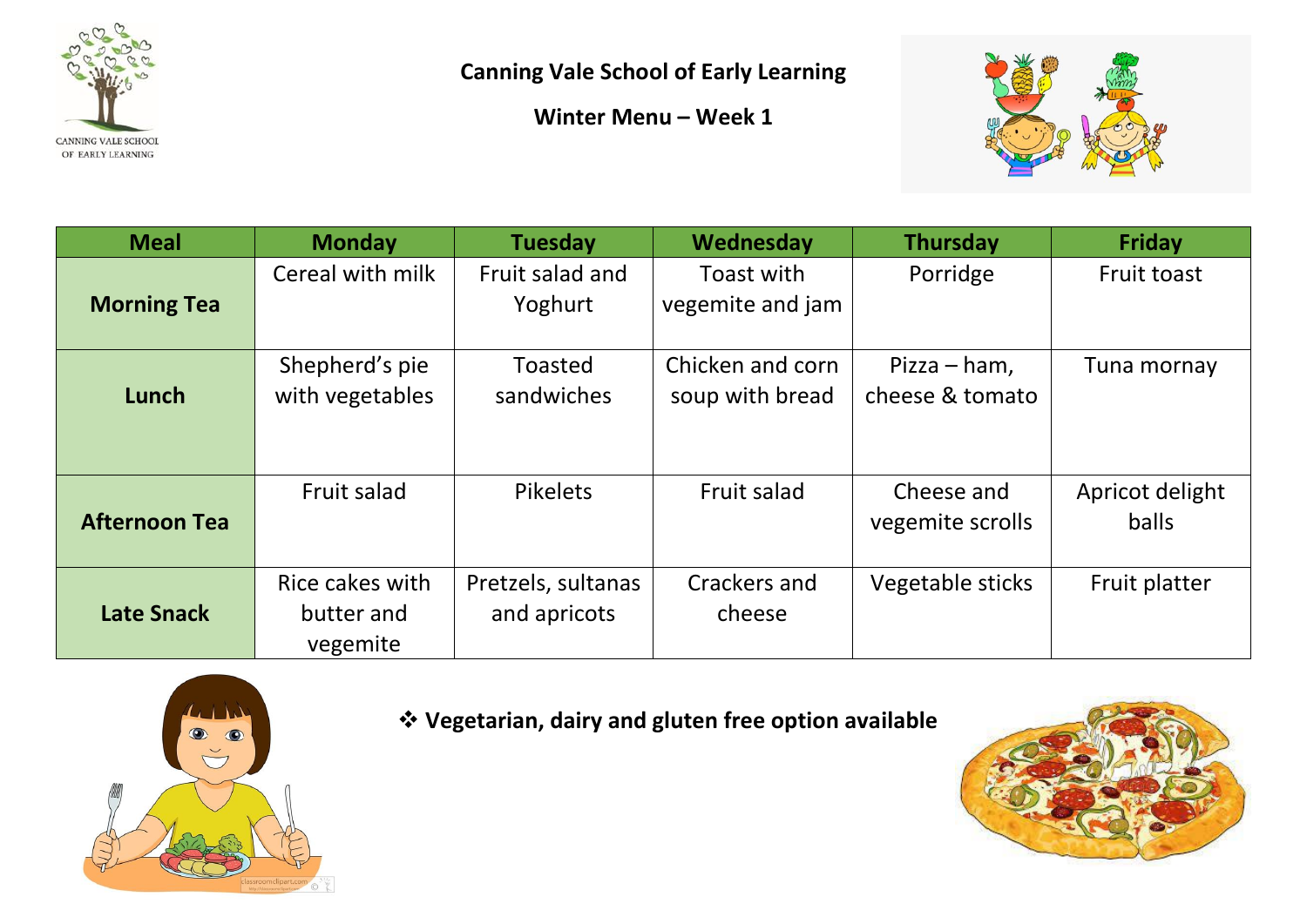# Canning Vale School of Early Learning

## Winter Menu – Week 1

| Meal | Monday | Tuesday | Wednesday | Thursday | Friday |
|---|---|---|---|---|---|
| **Morning Tea** | Cereal with milk | Fruit salad and Yoghurt | Toast with vegemite and jam | Porridge | Fruit toast |
| **Lunch** | Shepherd's pie with vegetables | Toasted sandwiches | Chicken and corn soup with bread | Pizza – ham, cheese & tomato | Tuna mornay |
| **Afternoon Tea** | Fruit salad | Pikelets | Fruit salad | Cheese and vegemite scrolls | Apricot delight balls |
| **Late Snack** | Rice cakes with butter and vegemite | Pretzels, sultanas and apricots | Crackers and cheese | Vegetable sticks | Fruit platter |

❖ **Vegetarian, dairy and gluten free option available**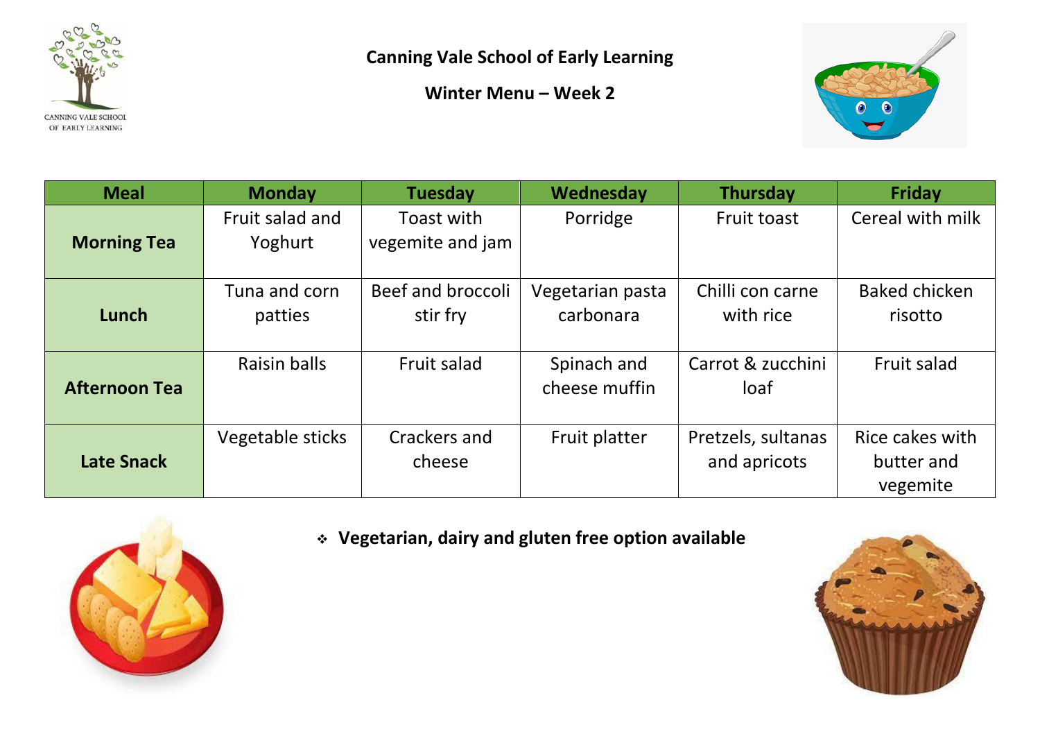**Canning Vale School of Early Learning**

**Winter Menu – Week 2**

| Meal | Monday | Tuesday | Wednesday | Thursday | Friday |
|---|---|---|---|---|---|
| **Morning Tea** | Fruit salad and Yoghurt | Toast with vegemite and jam | Porridge | Fruit toast | Cereal with milk |
| **Lunch** | Tuna and corn patties | Beef and broccoli stir fry | Vegetarian pasta carbonara | Chilli con carne with rice | Baked chicken risotto |
| **Afternoon Tea** | Raisin balls | Fruit salad | Spinach and cheese muffin | Carrot & zucchini loaf | Fruit salad |
| **Late Snack** | Vegetable sticks | Crackers and cheese | Fruit platter | Pretzels, sultanas and apricots | Rice cakes with butter and vegemite |

- **Vegetarian, dairy and gluten free option available**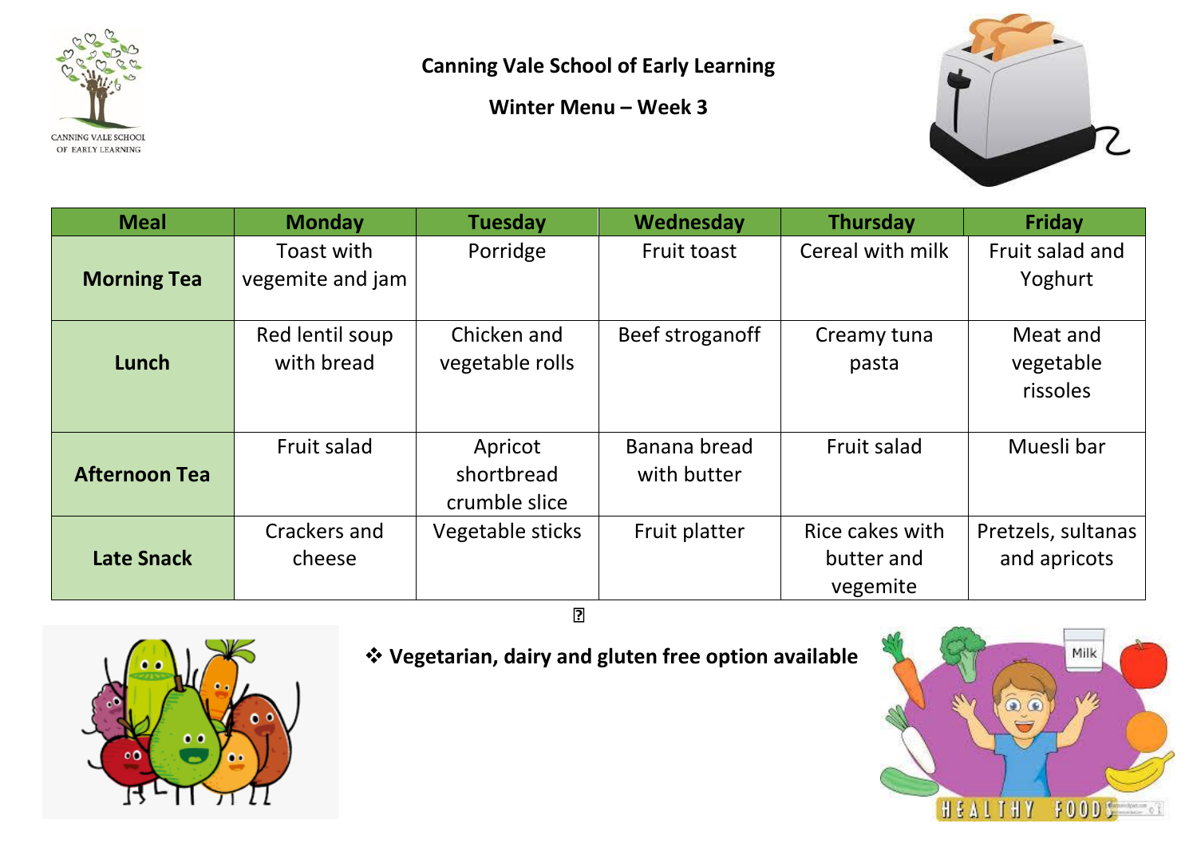# Canning Vale School of Early Learning

## Winter Menu – Week 3

| Meal | Monday | Tuesday | Wednesday | Thursday | Friday |
|---|---|---|---|---|---|
| **Morning Tea** | Toast with vegemite and jam | Porridge | Fruit toast | Cereal with milk | Fruit salad and Yoghurt |
| **Lunch** | Red lentil soup with bread | Chicken and vegetable rolls | Beef stroganoff | Creamy tuna pasta | Meat and vegetable rissoles |
| **Afternoon Tea** | Fruit salad | Apricot shortbread crumble slice | Banana bread with butter | Fruit salad | Muesli bar |
| **Late Snack** | Crackers and cheese | Vegetable sticks | Fruit platter | Rice cakes with butter and vegemite | Pretzels, sultanas and apricots |

❖ **Vegetarian, dairy and gluten free option available**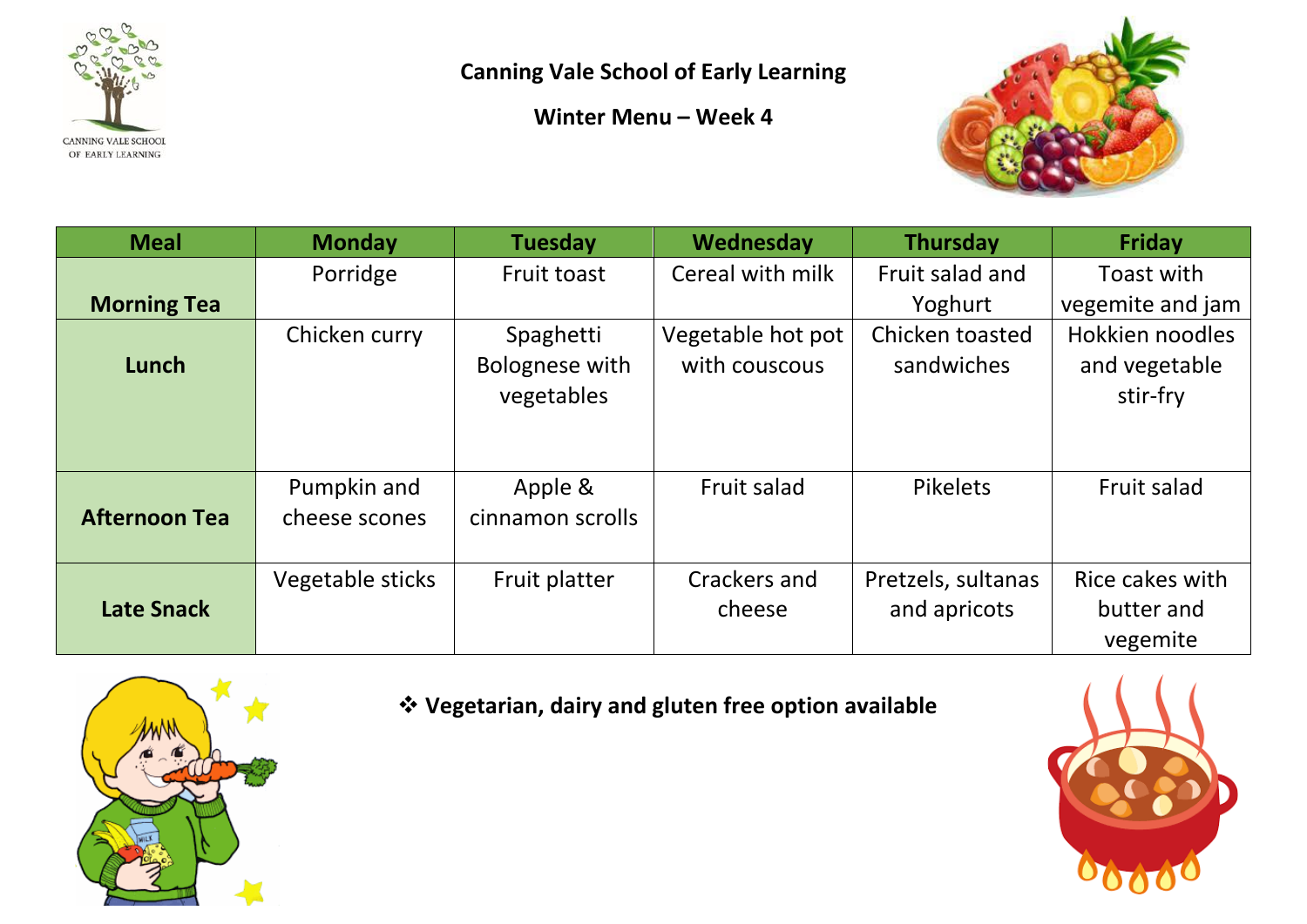# Canning Vale School of Early Learning

## Winter Menu – Week 4

| Meal | Monday | Tuesday | Wednesday | Thursday | Friday |
|---|---|---|---|---|---|
| **Morning Tea** | Porridge | Fruit toast | Cereal with milk | Fruit salad and Yoghurt | Toast with vegemite and jam |
| **Lunch** | Chicken curry | Spaghetti Bolognese with vegetables | Vegetable hot pot with couscous | Chicken toasted sandwiches | Hokkien noodles and vegetable stir-fry |
| **Afternoon Tea** | Pumpkin and cheese scones | Apple & cinnamon scrolls | Fruit salad | Pikelets | Fruit salad |
| **Late Snack** | Vegetable sticks | Fruit platter | Crackers and cheese | Pretzels, sultanas and apricots | Rice cakes with butter and vegemite |

- **Vegetarian, dairy and gluten free option available**